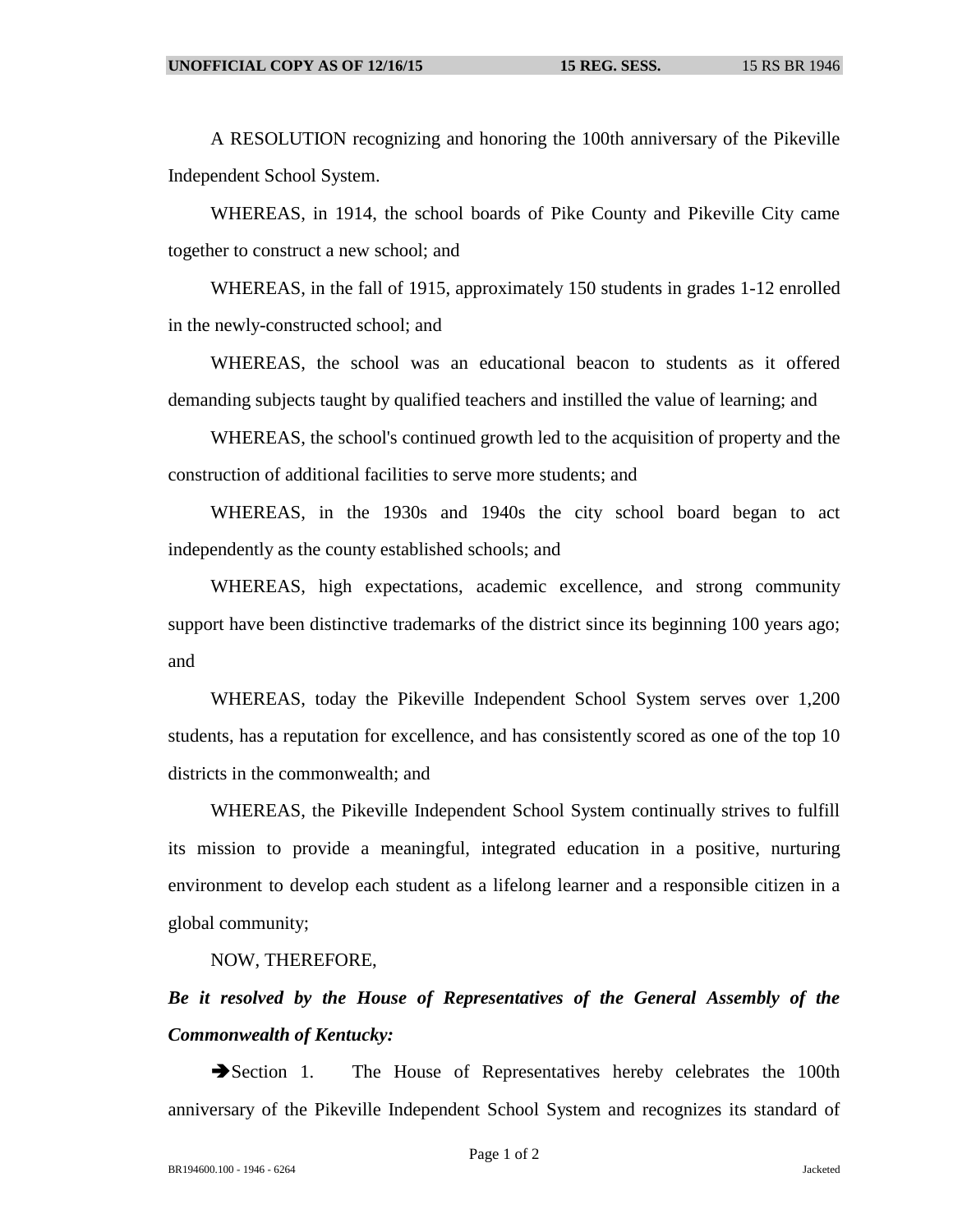A RESOLUTION recognizing and honoring the 100th anniversary of the Pikeville Independent School System.

WHEREAS, in 1914, the school boards of Pike County and Pikeville City came together to construct a new school; and

WHEREAS, in the fall of 1915, approximately 150 students in grades 1-12 enrolled in the newly-constructed school; and

WHEREAS, the school was an educational beacon to students as it offered demanding subjects taught by qualified teachers and instilled the value of learning; and

WHEREAS, the school's continued growth led to the acquisition of property and the construction of additional facilities to serve more students; and

WHEREAS, in the 1930s and 1940s the city school board began to act independently as the county established schools; and

WHEREAS, high expectations, academic excellence, and strong community support have been distinctive trademarks of the district since its beginning 100 years ago; and

WHEREAS, today the Pikeville Independent School System serves over 1,200 students, has a reputation for excellence, and has consistently scored as one of the top 10 districts in the commonwealth; and

WHEREAS, the Pikeville Independent School System continually strives to fulfill its mission to provide a meaningful, integrated education in a positive, nurturing environment to develop each student as a lifelong learner and a responsible citizen in a global community;

NOW, THEREFORE,

***Be it resolved by the House of Representatives of the General Assembly of the Commonwealth of Kentucky:***

➔Section 1. The House of Representatives hereby celebrates the 100th anniversary of the Pikeville Independent School System and recognizes its standard of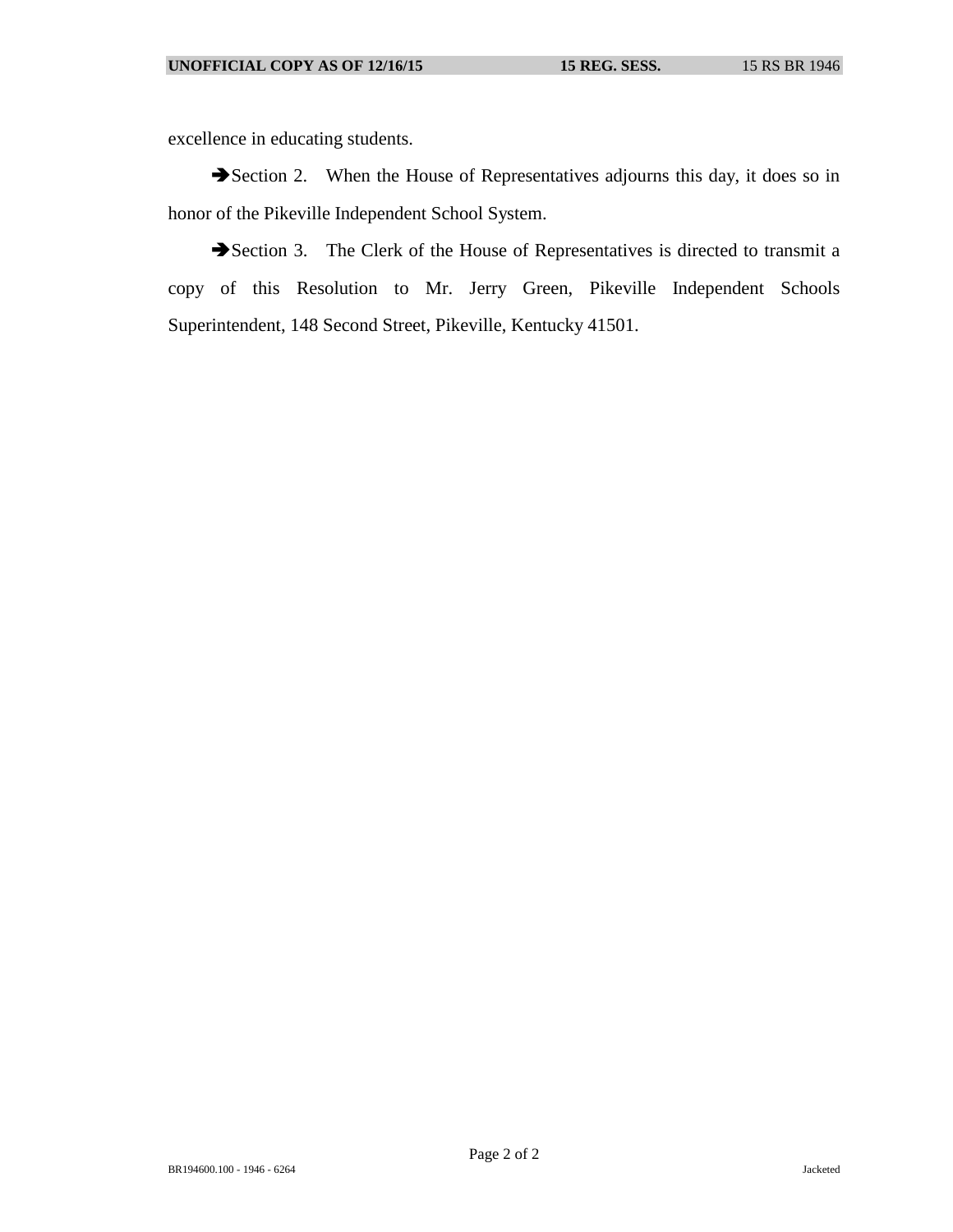excellence in educating students.

➔Section 2. When the House of Representatives adjourns this day, it does so in honor of the Pikeville Independent School System.

➔Section 3. The Clerk of the House of Representatives is directed to transmit a copy of this Resolution to Mr. Jerry Green, Pikeville Independent Schools Superintendent, 148 Second Street, Pikeville, Kentucky 41501.